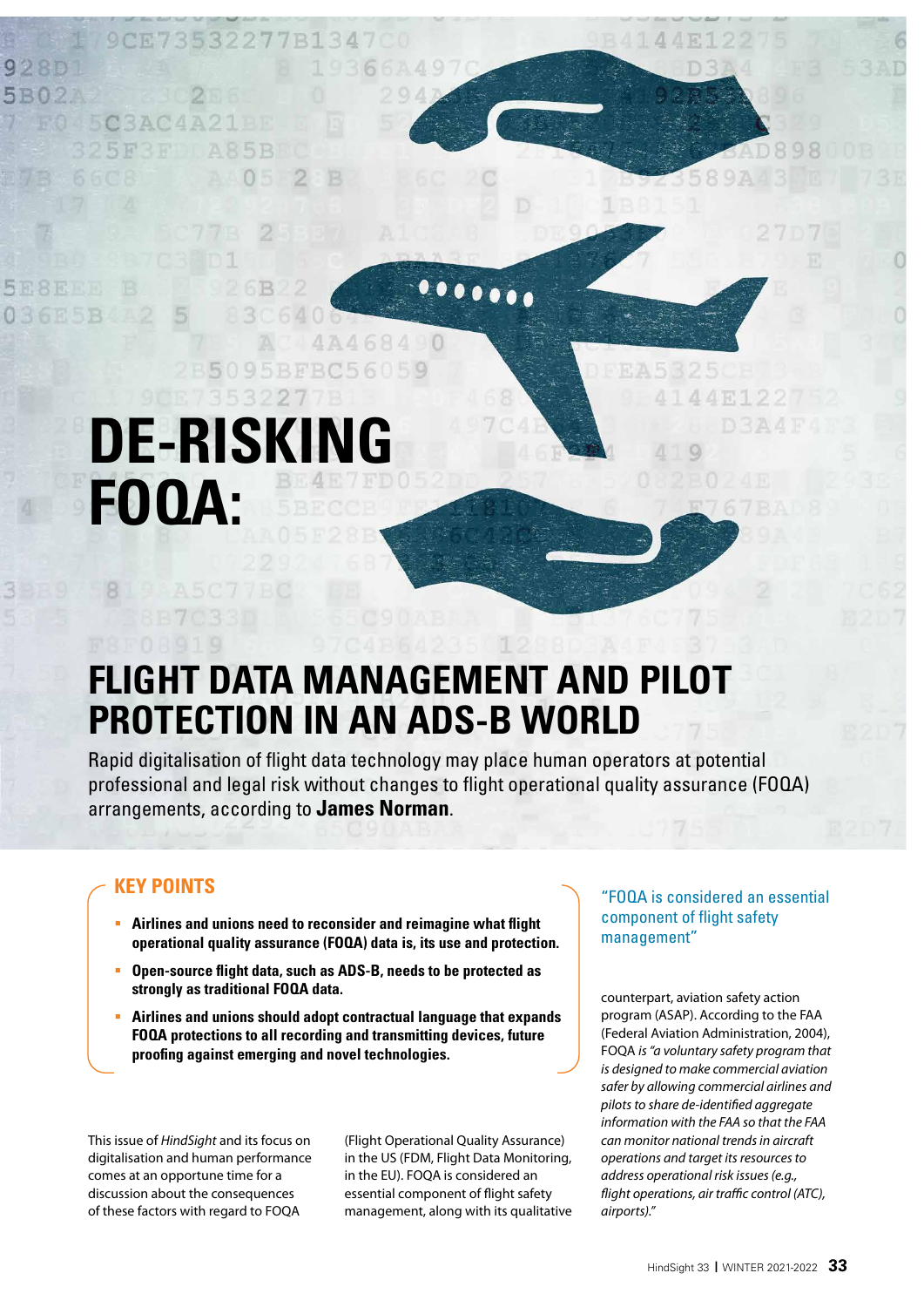# DE-RISKING FOQA:

## FLIGHT DATA MANAGEMENT AND PILOT PROTECTION IN AN ADS-B WORLD

Rapid digitalisation of flight data technology may place human operators at potential professional and legal risk without changes to flight operational quality assurance (FOQA) arrangements, according to **James Norman**.

### KEY POINTS

- **Airlines and unions need to reconsider and reimagine what flight operational quality assurance (FOQA) data is, its use and protection.**
- **Open-source flight data, such as ADS-B, needs to be protected as strongly as traditional FOQA data.**
- **Airlines and unions should adopt contractual language that expands FOQA protections to all recording and transmitting devices, future proofing against emerging and novel technologies.**

This issue of *HindSight* and its focus on digitalisation and human performance comes at an opportune time for a discussion about the consequences of these factors with regard to FOQA (Flight Operational Quality Assurance) in the US (FDM, Flight Data Monitoring, in the EU). FOQA is considered an essential component of flight safety management, along with its qualitative counterpart, aviation safety action program (ASAP). According to the FAA (Federal Aviation Administration, 2004), FOQA *is "a voluntary safety program that is designed to make commercial aviation safer by allowing commercial airlines and pilots to share de-identified aggregate information with the FAA so that the FAA can monitor national trends in aircraft operations and target its resources to address operational risk issues (e.g., flight operations, air traffic control (ATC), airports)."*

> "FOQA is considered an essential component of flight safety management"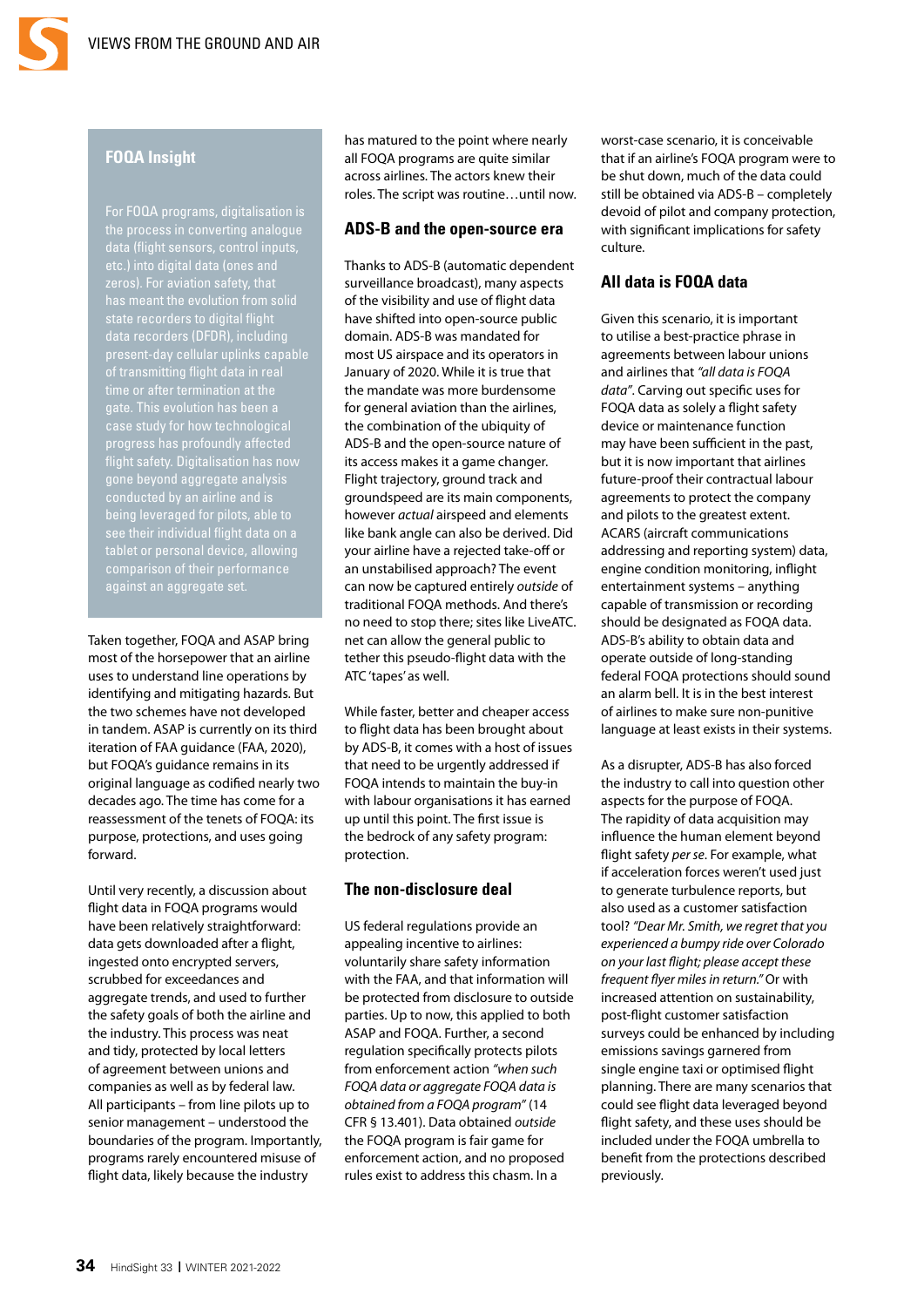## FOQA Insight

For FOQA programs, digitalisation is the process in converting analogue data (flight sensors, control inputs, etc.) into digital data (ones and zeros). For aviation safety, that has meant the evolution from solid state recorders to digital flight data recorders (DFDR), including present-day cellular uplinks capable of transmitting flight data in real time or after termination at the gate. This evolution has been a case study for how technological progress has profoundly affected flight safety. Digitalisation has now gone beyond aggregate analysis conducted by an airline and is being leveraged for pilots, able to see their individual flight data on a tablet or personal device, allowing comparison of their performance against an aggregate set.

Taken together, FOQA and ASAP bring most of the horsepower that an airline uses to understand line operations by identifying and mitigating hazards. But the two schemes have not developed in tandem. ASAP is currently on its third iteration of FAA guidance (FAA, 2020), but FOQA's guidance remains in its original language as codified nearly two decades ago. The time has come for a reassessment of the tenets of FOQA: its purpose, protections, and uses going forward.

Until very recently, a discussion about flight data in FOQA programs would have been relatively straightforward: data gets downloaded after a flight, ingested onto encrypted servers, scrubbed for exceedances and aggregate trends, and used to further the safety goals of both the airline and the industry. This process was neat and tidy, protected by local letters of agreement between unions and companies as well as by federal law. All participants – from line pilots up to senior management – understood the boundaries of the program. Importantly, programs rarely encountered misuse of flight data, likely because the industry has matured to the point where nearly all FOQA programs are quite similar across airlines. The actors knew their roles. The script was routine…until now.

## ADS-B and the open-source era

Thanks to ADS-B (automatic dependent surveillance broadcast), many aspects of the visibility and use of flight data have shifted into open-source public domain. ADS-B was mandated for most US airspace and its operators in January of 2020. While it is true that the mandate was more burdensome for general aviation than the airlines, the combination of the ubiquity of ADS-B and the open-source nature of its access makes it a game changer. Flight trajectory, ground track and groundspeed are its main components, however *actual* airspeed and elements like bank angle can also be derived. Did your airline have a rejected take-off or an unstabilised approach? The event can now be captured entirely *outside* of traditional FOQA methods. And there's no need to stop there; sites like LiveATC.net can allow the general public to tether this pseudo-flight data with the ATC 'tapes' as well.

While faster, better and cheaper access to flight data has been brought about by ADS-B, it comes with a host of issues that need to be urgently addressed if FOQA intends to maintain the buy-in with labour organisations it has earned up until this point. The first issue is the bedrock of any safety program: protection.

## The non-disclosure deal

US federal regulations provide an appealing incentive to airlines: voluntarily share safety information with the FAA, and that information will be protected from disclosure to outside parties. Up to now, this applied to both ASAP and FOQA. Further, a second regulation specifically protects pilots from enforcement action *"when such FOQA data or aggregate FOQA data is obtained from a FOQA program"* (14 CFR § 13.401). Data obtained *outside* the FOQA program is fair game for enforcement action, and no proposed rules exist to address this chasm. In a worst-case scenario, it is conceivable that if an airline's FOQA program were to be shut down, much of the data could still be obtained via ADS-B – completely devoid of pilot and company protection, with significant implications for safety culture.

## All data is FOQA data

Given this scenario, it is important to utilise a best-practice phrase in agreements between labour unions and airlines that *"all data is FOQA data"*. Carving out specific uses for FOQA data as solely a flight safety device or maintenance function may have been sufficient in the past, but it is now important that airlines future-proof their contractual labour agreements to protect the company and pilots to the greatest extent. ACARS (aircraft communications addressing and reporting system) data, engine condition monitoring, inflight entertainment systems – anything capable of transmission or recording should be designated as FOQA data. ADS-B's ability to obtain data and operate outside of long-standing federal FOQA protections should sound an alarm bell. It is in the best interest of airlines to make sure non-punitive language at least exists in their systems.

As a disrupter, ADS-B has also forced the industry to call into question other aspects for the purpose of FOQA. The rapidity of data acquisition may influence the human element beyond flight safety *per se*. For example, what if acceleration forces weren't used just to generate turbulence reports, but also used as a customer satisfaction tool? *"Dear Mr. Smith, we regret that you experienced a bumpy ride over Colorado on your last flight; please accept these frequent flyer miles in return."* Or with increased attention on sustainability, post-flight customer satisfaction surveys could be enhanced by including emissions savings garnered from single engine taxi or optimised flight planning. There are many scenarios that could see flight data leveraged beyond flight safety, and these uses should be included under the FOQA umbrella to benefit from the protections described previously.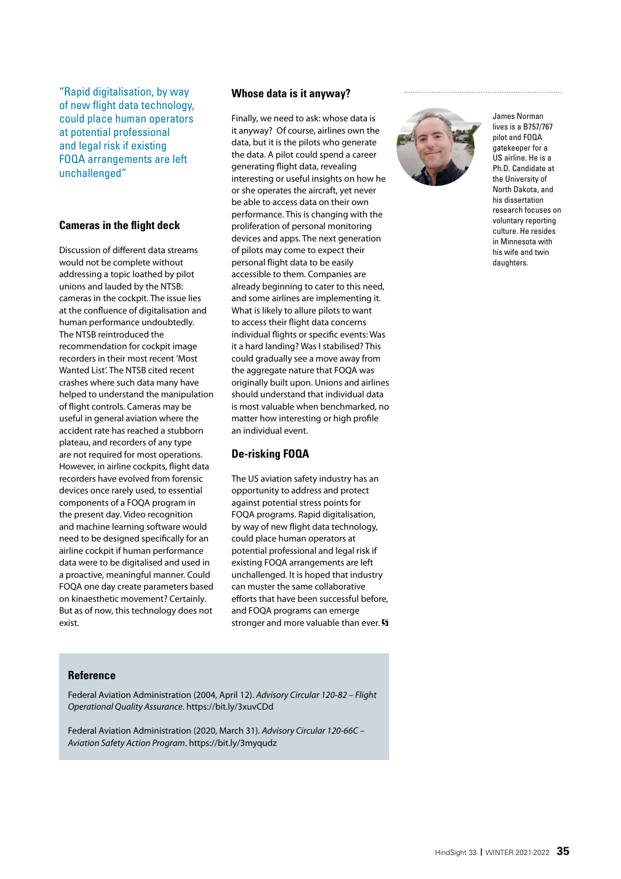"Rapid digitalisation, by way of new flight data technology, could place human operators at potential professional and legal risk if existing FOQA arrangements are left unchallenged"

## Cameras in the flight deck

Discussion of different data streams would not be complete without addressing a topic loathed by pilot unions and lauded by the NTSB: cameras in the cockpit. The issue lies at the confluence of digitalisation and human performance undoubtedly. The NTSB reintroduced the recommendation for cockpit image recorders in their most recent 'Most Wanted List'. The NTSB cited recent crashes where such data many have helped to understand the manipulation of flight controls. Cameras may be useful in general aviation where the accident rate has reached a stubborn plateau, and recorders of any type are not required for most operations. However, in airline cockpits, flight data recorders have evolved from forensic devices once rarely used, to essential components of a FOQA program in the present day. Video recognition and machine learning software would need to be designed specifically for an airline cockpit if human performance data were to be digitalised and used in a proactive, meaningful manner. Could FOQA one day create parameters based on kinaesthetic movement? Certainly. But as of now, this technology does not exist.

## Whose data is it anyway?

Finally, we need to ask: whose data is it anyway? Of course, airlines own the data, but it is the pilots who generate the data. A pilot could spend a career generating flight data, revealing interesting or useful insights on how he or she operates the aircraft, yet never be able to access data on their own performance. This is changing with the proliferation of personal monitoring devices and apps. The next generation of pilots may come to expect their personal flight data to be easily accessible to them. Companies are already beginning to cater to this need, and some airlines are implementing it. What is likely to allure pilots to want to access their flight data concerns individual flights or specific events: Was it a hard landing? Was I stabilised? This could gradually see a move away from the aggregate nature that FOQA was originally built upon. Unions and airlines should understand that individual data is most valuable when benchmarked, no matter how interesting or high profile an individual event.

## De-risking FOQA

The US aviation safety industry has an opportunity to address and protect against potential stress points for FOQA programs. Rapid digitalisation, by way of new flight data technology, could place human operators at potential professional and legal risk if existing FOQA arrangements are left unchallenged. It is hoped that industry can muster the same collaborative efforts that have been successful before, and FOQA programs can emerge stronger and more valuable than ever.

James Norman lives is a B757/767 pilot and FOQA gatekeeper for a US airline. He is a Ph.D. Candidate at the University of North Dakota, and his dissertation research focuses on voluntary reporting culture. He resides in Minnesota with his wife and twin daughters.

## Reference

Federal Aviation Administration (2004, April 12). *Advisory Circular 120-82 – Flight Operational Quality Assurance*. https://bit.ly/3xuvCDd

Federal Aviation Administration (2020, March 31). *Advisory Circular 120-66C – Aviation Safety Action Program*. https://bit.ly/3myqudz